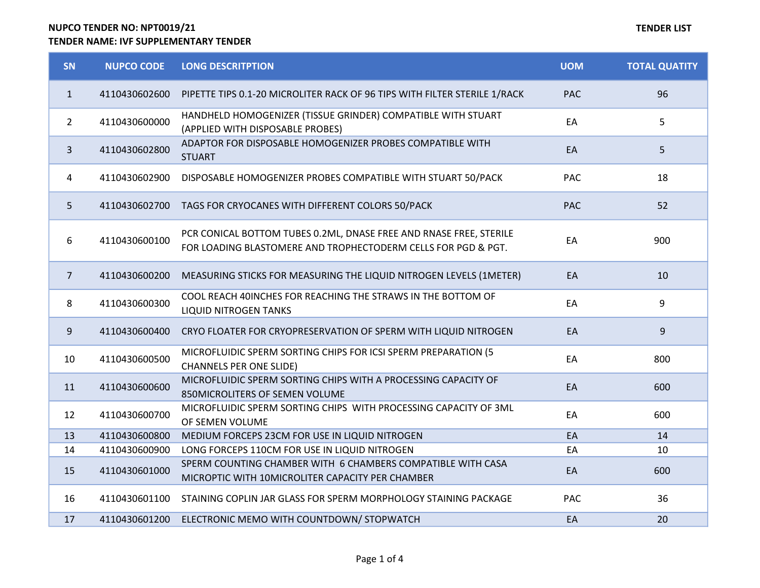**NUPCO TENDER NO: NPT0019/21**

**TENDER NAME: IVF SUPPLEMENTARY TENDER**

**TENDER LIST**

| SN | NUPCO CODE | LONG DESCRITPTION | UOM | TOTAL QUATITY |
|---|---|---|---|---|
| 1 | 4110430602600 | PIPETTE TIPS 0.1-20 MICROLITER RACK OF 96 TIPS WITH FILTER STERILE 1/RACK | PAC | 96 |
| 2 | 4110430600000 | HANDHELD HOMOGENIZER (TISSUE GRINDER) COMPATIBLE WITH STUART (APPLIED WITH DISPOSABLE PROBES) | EA | 5 |
| 3 | 4110430602800 | ADAPTOR FOR DISPOSABLE HOMOGENIZER PROBES COMPATIBLE WITH STUART | EA | 5 |
| 4 | 4110430602900 | DISPOSABLE HOMOGENIZER PROBES COMPATIBLE WITH STUART 50/PACK | PAC | 18 |
| 5 | 4110430602700 | TAGS FOR CRYOCANES WITH DIFFERENT COLORS 50/PACK | PAC | 52 |
| 6 | 4110430600100 | PCR CONICAL BOTTOM TUBES 0.2ML, DNASE FREE AND RNASE FREE, STERILE FOR LOADING BLASTOMERE AND TROPHECTODERM CELLS FOR PGD & PGT. | EA | 900 |
| 7 | 4110430600200 | MEASURING STICKS FOR MEASURING THE LIQUID NITROGEN LEVELS (1METER) | EA | 10 |
| 8 | 4110430600300 | COOL REACH 40INCHES FOR REACHING THE STRAWS IN THE BOTTOM OF LIQUID NITROGEN TANKS | EA | 9 |
| 9 | 4110430600400 | CRYO FLOATER FOR CRYOPRESERVATION OF SPERM WITH LIQUID NITROGEN | EA | 9 |
| 10 | 4110430600500 | MICROFLUIDIC SPERM SORTING CHIPS FOR ICSI SPERM PREPARATION (5 CHANNELS PER ONE SLIDE) | EA | 800 |
| 11 | 4110430600600 | MICROFLUIDIC SPERM SORTING CHIPS WITH A PROCESSING CAPACITY OF 850MICROLITERS OF SEMEN VOLUME | EA | 600 |
| 12 | 4110430600700 | MICROFLUIDIC SPERM SORTING CHIPS WITH PROCESSING CAPACITY OF 3ML OF SEMEN VOLUME | EA | 600 |
| 13 | 4110430600800 | MEDIUM FORCEPS 23CM FOR USE IN LIQUID NITROGEN | EA | 14 |
| 14 | 4110430600900 | LONG FORCEPS 110CM FOR USE IN LIQUID NITROGEN | EA | 10 |
| 15 | 4110430601000 | SPERM COUNTING CHAMBER WITH 6 CHAMBERS COMPATIBLE WITH CASA MICROPTIC WITH 10MICROLITER CAPACITY PER CHAMBER | EA | 600 |
| 16 | 4110430601100 | STAINING COPLIN JAR GLASS FOR SPERM MORPHOLOGY STAINING PACKAGE | PAC | 36 |
| 17 | 4110430601200 | ELECTRONIC MEMO WITH COUNTDOWN/ STOPWATCH | EA | 20 |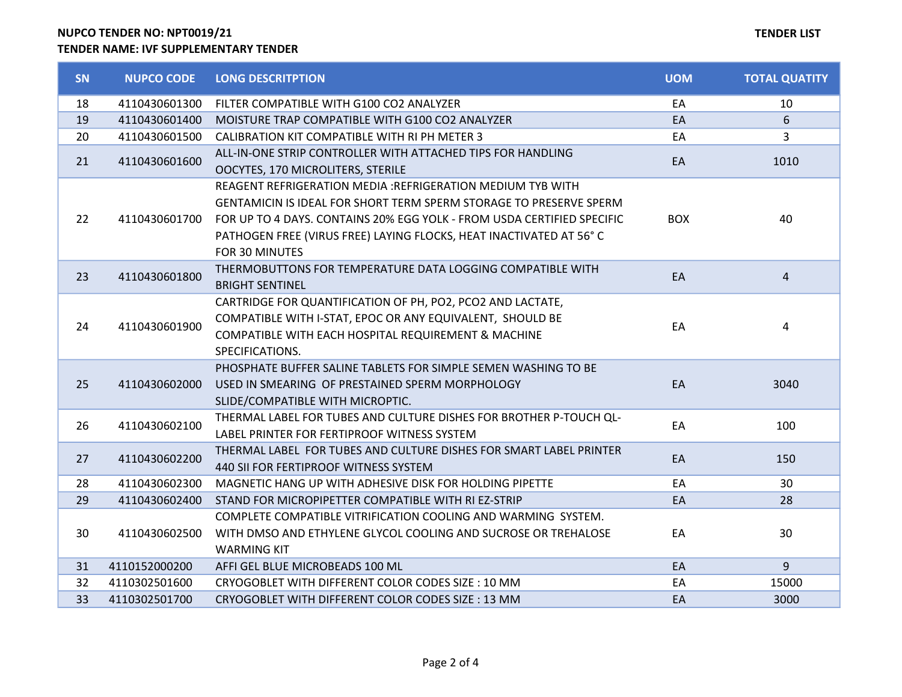**NUPCO TENDER NO: NPT0019/21**
**TENDER NAME: IVF SUPPLEMENTARY TENDER**

**TENDER LIST**

| SN | NUPCO CODE | LONG DESCRITPTION | UOM | TOTAL QUATITY |
|---|---|---|---|---|
| 18 | 4110430601300 | FILTER COMPATIBLE WITH G100 CO2 ANALYZER | EA | 10 |
| 19 | 4110430601400 | MOISTURE TRAP COMPATIBLE WITH G100 CO2 ANALYZER | EA | 6 |
| 20 | 4110430601500 | CALIBRATION KIT COMPATIBLE WITH RI PH METER 3 | EA | 3 |
| 21 | 4110430601600 | ALL-IN-ONE STRIP CONTROLLER WITH ATTACHED TIPS FOR HANDLING OOCYTES, 170 MICROLITERS, STERILE | EA | 1010 |
| 22 | 4110430601700 | REAGENT REFRIGERATION MEDIA :REFRIGERATION MEDIUM TYB WITH GENTAMICIN IS IDEAL FOR SHORT TERM SPERM STORAGE TO PRESERVE SPERM FOR UP TO 4 DAYS. CONTAINS 20% EGG YOLK - FROM USDA CERTIFIED SPECIFIC PATHOGEN FREE (VIRUS FREE) LAYING FLOCKS, HEAT INACTIVATED AT 56° C FOR 30 MINUTES | BOX | 40 |
| 23 | 4110430601800 | THERMOBUTTONS FOR TEMPERATURE DATA LOGGING COMPATIBLE WITH BRIGHT SENTINEL | EA | 4 |
| 24 | 4110430601900 | CARTRIDGE FOR QUANTIFICATION OF PH, PO2, PCO2 AND LACTATE, COMPATIBLE WITH I-STAT, EPOC OR ANY EQUIVALENT, SHOULD BE COMPATIBLE WITH EACH HOSPITAL REQUIREMENT & MACHINE SPECIFICATIONS. | EA | 4 |
| 25 | 4110430602000 | PHOSPHATE BUFFER SALINE TABLETS FOR SIMPLE SEMEN WASHING TO BE USED IN SMEARING OF PRESTAINED SPERM MORPHOLOGY SLIDE/COMPATIBLE WITH MICROPTIC. | EA | 3040 |
| 26 | 4110430602100 | THERMAL LABEL FOR TUBES AND CULTURE DISHES FOR BROTHER P-TOUCH QL-LABEL PRINTER FOR FERTIPROOF WITNESS SYSTEM | EA | 100 |
| 27 | 4110430602200 | THERMAL LABEL FOR TUBES AND CULTURE DISHES FOR SMART LABEL PRINTER 440 SII FOR FERTIPROOF WITNESS SYSTEM | EA | 150 |
| 28 | 4110430602300 | MAGNETIC HANG UP WITH ADHESIVE DISK FOR HOLDING PIPETTE | EA | 30 |
| 29 | 4110430602400 | STAND FOR MICROPIPETTER COMPATIBLE WITH RI EZ-STRIP | EA | 28 |
| 30 | 4110430602500 | COMPLETE COMPATIBLE VITRIFICATION COOLING AND WARMING SYSTEM. WITH DMSO AND ETHYLENE GLYCOL COOLING AND SUCROSE OR TREHALOSE WARMING KIT | EA | 30 |
| 31 | 4110152000200 | AFFI GEL BLUE MICROBEADS 100 ML | EA | 9 |
| 32 | 4110302501600 | CRYOGOBLET WITH DIFFERENT COLOR CODES SIZE : 10 MM | EA | 15000 |
| 33 | 4110302501700 | CRYOGOBLET WITH DIFFERENT COLOR CODES SIZE : 13 MM | EA | 3000 |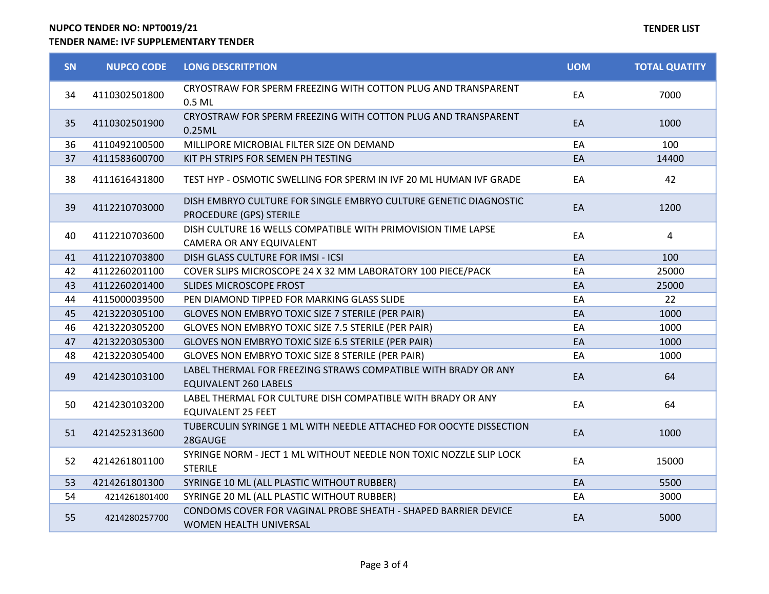**NUPCO TENDER NO: NPT0019/21**
**TENDER NAME: IVF SUPPLEMENTARY TENDER**

**TENDER LIST**

| SN | NUPCO CODE | LONG DESCRITPTION | UOM | TOTAL QUATITY |
|---|---|---|---|---|
| 34 | 4110302501800 | CRYOSTRAW FOR SPERM FREEZING WITH COTTON PLUG AND TRANSPARENT 0.5 ML | EA | 7000 |
| 35 | 4110302501900 | CRYOSTRAW FOR SPERM FREEZING WITH COTTON PLUG AND TRANSPARENT 0.25ML | EA | 1000 |
| 36 | 4110492100500 | MILLIPORE MICROBIAL FILTER SIZE ON DEMAND | EA | 100 |
| 37 | 4111583600700 | KIT PH STRIPS FOR SEMEN PH TESTING | EA | 14400 |
| 38 | 4111616431800 | TEST HYP - OSMOTIC SWELLING FOR SPERM IN IVF 20 ML HUMAN IVF GRADE | EA | 42 |
| 39 | 4112210703000 | DISH EMBRYO CULTURE FOR SINGLE EMBRYO CULTURE GENETIC DIAGNOSTIC PROCEDURE (GPS) STERILE | EA | 1200 |
| 40 | 4112210703600 | DISH CULTURE 16 WELLS COMPATIBLE WITH PRIMOVISION TIME LAPSE CAMERA OR ANY EQUIVALENT | EA | 4 |
| 41 | 4112210703800 | DISH GLASS CULTURE FOR IMSI - ICSI | EA | 100 |
| 42 | 4112260201100 | COVER SLIPS MICROSCOPE 24 X 32 MM LABORATORY 100 PIECE/PACK | EA | 25000 |
| 43 | 4112260201400 | SLIDES MICROSCOPE FROST | EA | 25000 |
| 44 | 4115000039500 | PEN DIAMOND TIPPED FOR MARKING GLASS SLIDE | EA | 22 |
| 45 | 4213220305100 | GLOVES NON EMBRYO TOXIC SIZE 7 STERILE (PER PAIR) | EA | 1000 |
| 46 | 4213220305200 | GLOVES NON EMBRYO TOXIC SIZE 7.5 STERILE (PER PAIR) | EA | 1000 |
| 47 | 4213220305300 | GLOVES NON EMBRYO TOXIC SIZE 6.5 STERILE (PER PAIR) | EA | 1000 |
| 48 | 4213220305400 | GLOVES NON EMBRYO TOXIC SIZE 8 STERILE (PER PAIR) | EA | 1000 |
| 49 | 4214230103100 | LABEL THERMAL FOR FREEZING STRAWS COMPATIBLE WITH BRADY OR ANY EQUIVALENT 260 LABELS | EA | 64 |
| 50 | 4214230103200 | LABEL THERMAL FOR CULTURE DISH COMPATIBLE WITH BRADY OR ANY EQUIVALENT 25 FEET | EA | 64 |
| 51 | 4214252313600 | TUBERCULIN SYRINGE 1 ML WITH NEEDLE ATTACHED FOR OOCYTE DISSECTION 28GAUGE | EA | 1000 |
| 52 | 4214261801100 | SYRINGE NORM - JECT 1 ML WITHOUT NEEDLE NON TOXIC NOZZLE SLIP LOCK STERILE | EA | 15000 |
| 53 | 4214261801300 | SYRINGE 10 ML (ALL PLASTIC WITHOUT RUBBER) | EA | 5500 |
| 54 | 4214261801400 | SYRINGE 20 ML (ALL PLASTIC WITHOUT RUBBER) | EA | 3000 |
| 55 | 4214280257700 | CONDOMS COVER FOR VAGINAL PROBE SHEATH - SHAPED BARRIER DEVICE WOMEN HEALTH UNIVERSAL | EA | 5000 |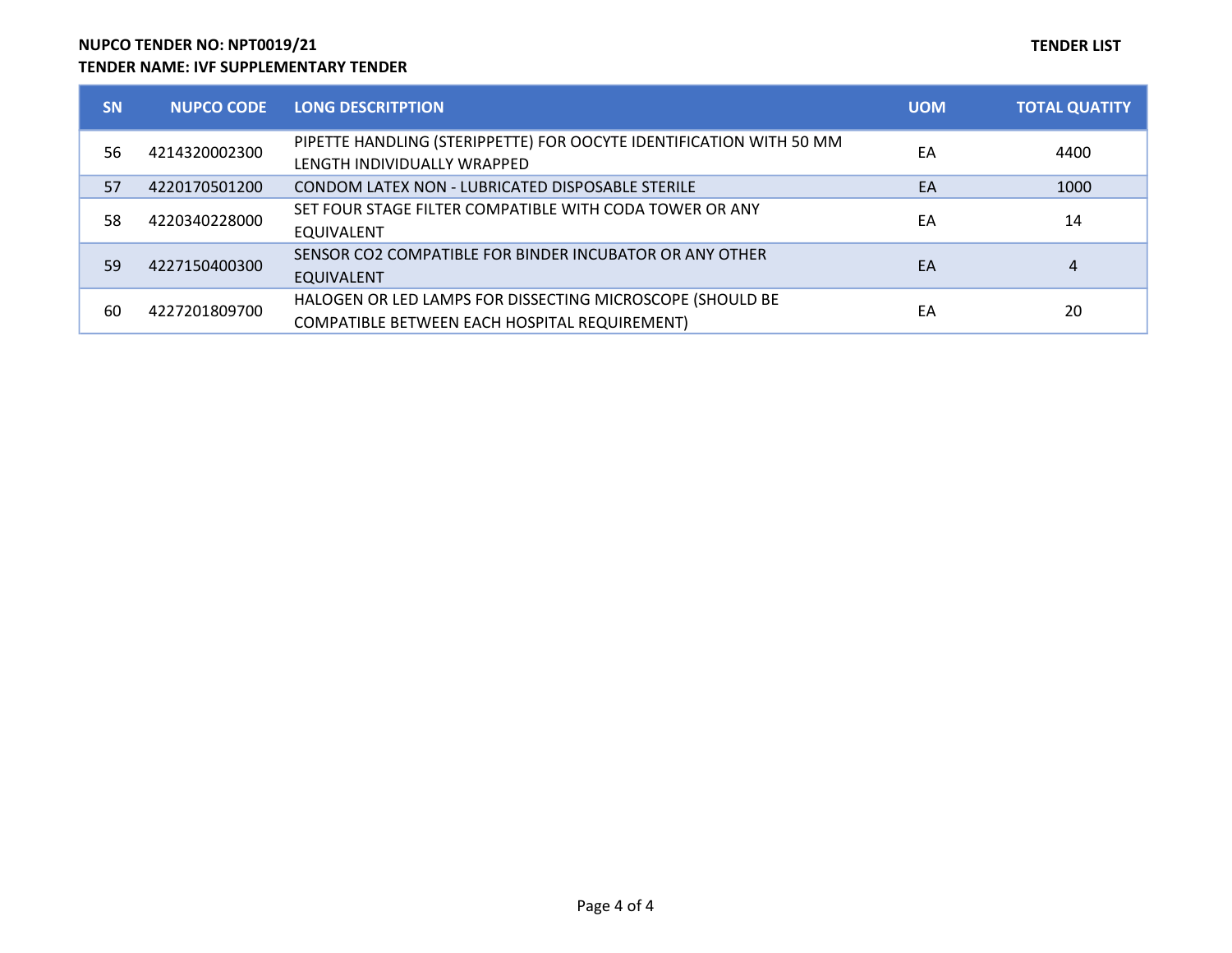**NUPCO TENDER NO: NPT0019/21**

**TENDER NAME: IVF SUPPLEMENTARY TENDER**

**TENDER LIST**

| SN | NUPCO CODE | LONG DESCRITPTION | UOM | TOTAL QUATITY |
|---|---|---|---|---|
| 56 | 4214320002300 | PIPETTE HANDLING (STERIPPETTE) FOR OOCYTE IDENTIFICATION WITH 50 MM LENGTH INDIVIDUALLY WRAPPED | EA | 4400 |
| 57 | 4220170501200 | CONDOM LATEX NON - LUBRICATED DISPOSABLE STERILE | EA | 1000 |
| 58 | 4220340228000 | SET FOUR STAGE FILTER COMPATIBLE WITH CODA TOWER OR ANY EQUIVALENT | EA | 14 |
| 59 | 4227150400300 | SENSOR CO2 COMPATIBLE FOR BINDER INCUBATOR OR ANY OTHER EQUIVALENT | EA | 4 |
| 60 | 4227201809700 | HALOGEN OR LED LAMPS FOR DISSECTING MICROSCOPE (SHOULD BE COMPATIBLE BETWEEN EACH HOSPITAL REQUIREMENT) | EA | 20 |